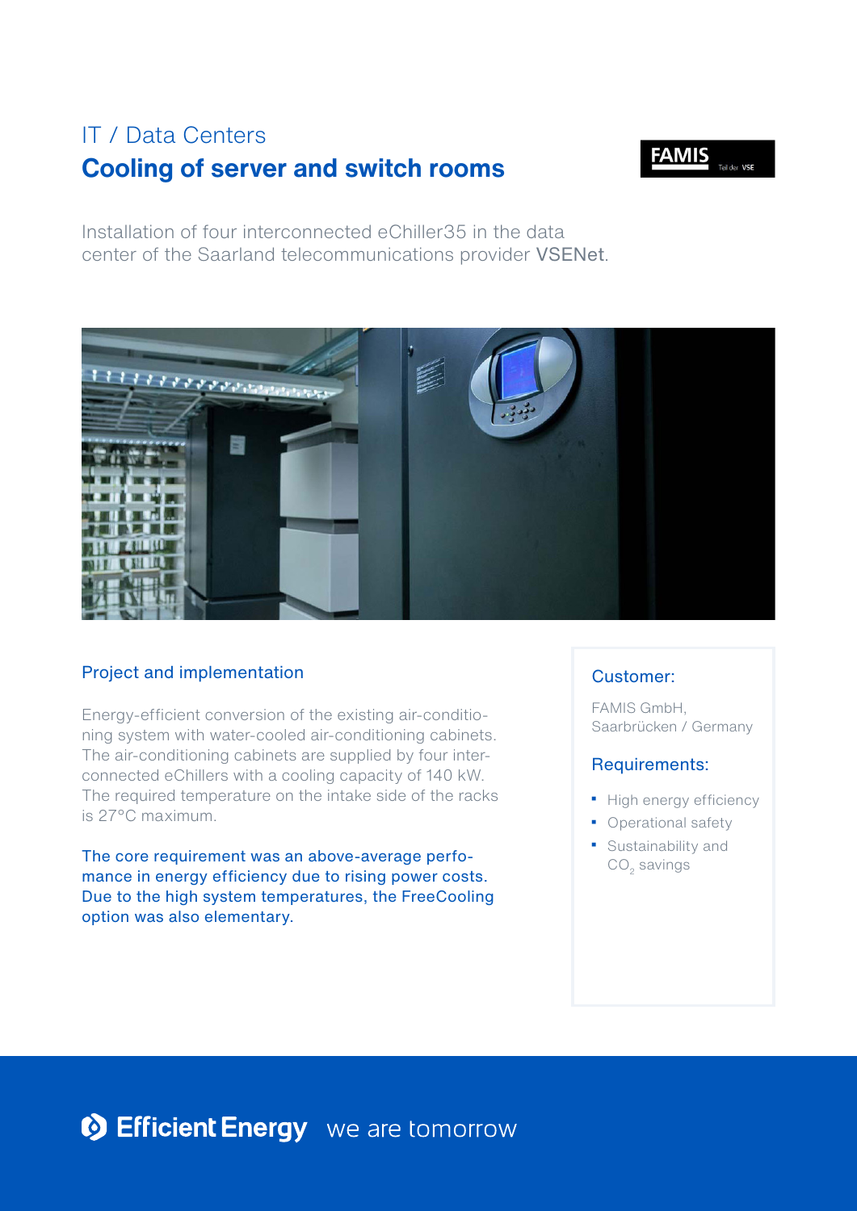IT / Data Centers

# Cooling of server and switch rooms

FAMIS Teil der VSE

Installation of four interconnected eChiller35 in the data center of the Saarland telecommunications provider VSENet.

## Project and implementation

Energy-efficient conversion of the existing air-conditioning system with water-cooled air-conditioning cabinets. The air-conditioning cabinets are supplied by four interconnected eChillers with a cooling capacity of 140 kW. The required temperature on the intake side of the racks is 27°C maximum.

The core requirement was an above-average performance in energy efficiency due to rising power costs. Due to the high system temperatures, the FreeCooling option was also elementary.

### Customer:

FAMIS GmbH,
Saarbrücken / Germany

### Requirements:

- High energy efficiency
- Operational safety
- Sustainability and $CO_2$ savings

Efficient Energy we are tomorrow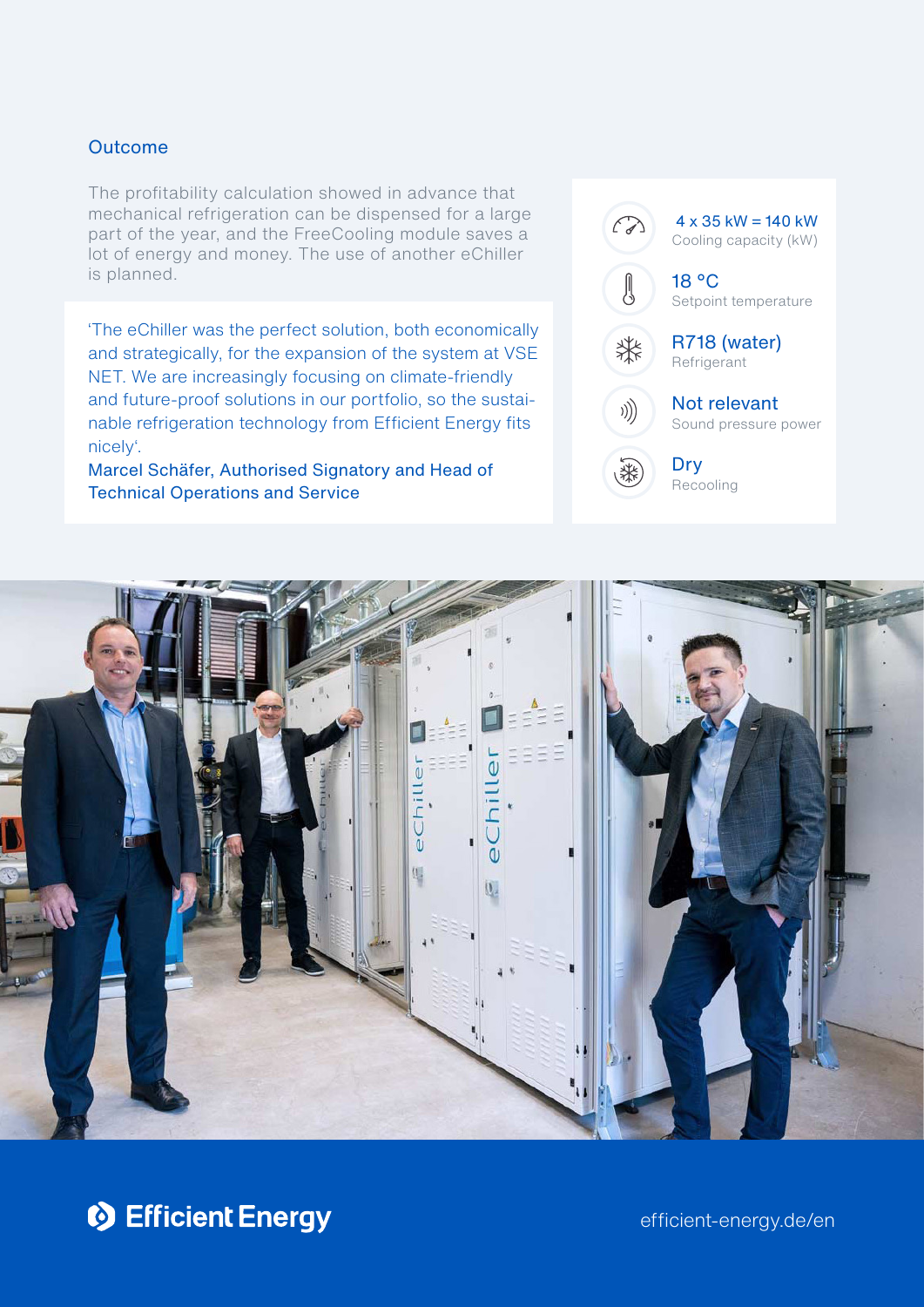## Outcome

The profitability calculation showed in advance that mechanical refrigeration can be dispensed for a large part of the year, and the FreeCooling module saves a lot of energy and money. The use of another eChiller is planned.

'The eChiller was the perfect solution, both economically and strategically, for the expansion of the system at VSE NET. We are increasingly focusing on climate-friendly and future-proof solutions in our portfolio, so the sustainable refrigeration technology from Efficient Energy fits nicely'.

Marcel Schäfer, Authorised Signatory and Head of Technical Operations and Service

4 x 35 kW = 140 kW
Cooling capacity (kW)

18 °C
Setpoint temperature

R718 (water)
Refrigerant

Not relevant
Sound pressure power

Dry
Recooling

**Efficient Energy**

efficient-energy.de/en